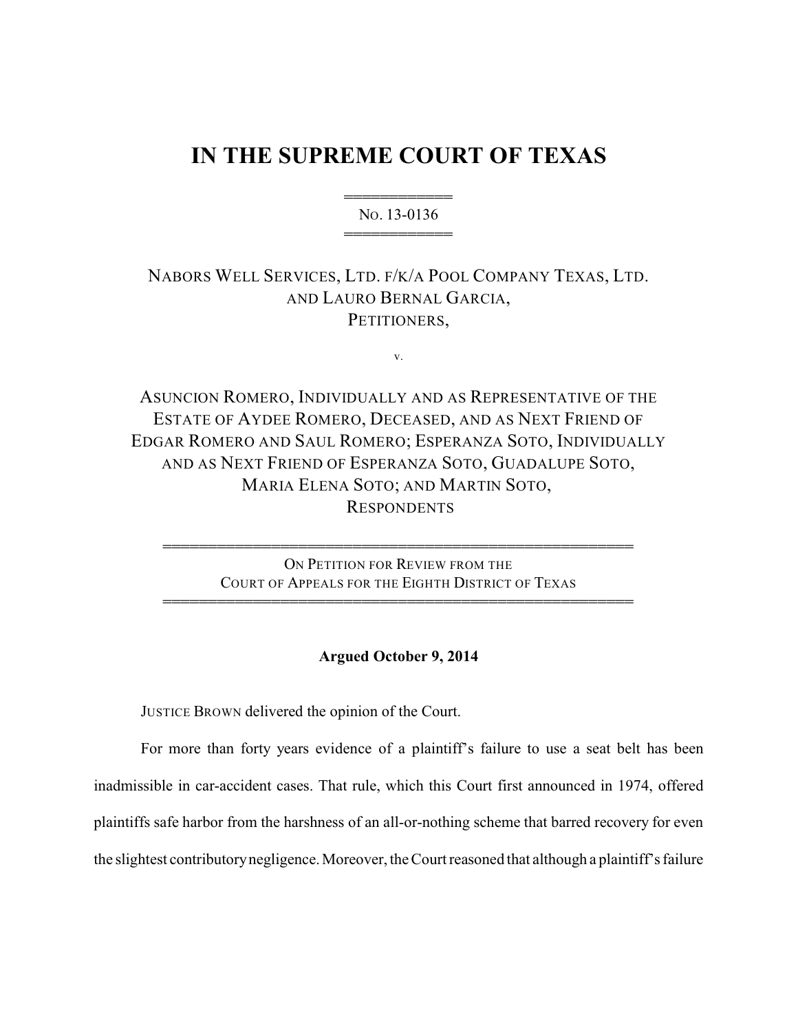# IN THE SUPREME COURT OF TEXAS

NO. 13-0136

NABORS WELL SERVICES, LTD. F/K/A POOL COMPANY TEXAS, LTD. AND LAURO BERNAL GARCIA,
PETITIONERS,

v.

ASUNCION ROMERO, INDIVIDUALLY AND AS REPRESENTATIVE OF THE ESTATE OF AYDEE ROMERO, DECEASED, AND AS NEXT FRIEND OF EDGAR ROMERO AND SAUL ROMERO; ESPERANZA SOTO, INDIVIDUALLY AND AS NEXT FRIEND OF ESPERANZA SOTO, GUADALUPE SOTO, MARIA ELENA SOTO; AND MARTIN SOTO,
RESPONDENTS

ON PETITION FOR REVIEW FROM THE COURT OF APPEALS FOR THE EIGHTH DISTRICT OF TEXAS

**Argued October 9, 2014**

JUSTICE BROWN delivered the opinion of the Court.

For more than forty years evidence of a plaintiff's failure to use a seat belt has been inadmissible in car-accident cases. That rule, which this Court first announced in 1974, offered plaintiffs safe harbor from the harshness of an all-or-nothing scheme that barred recovery for even the slightest contributory negligence. Moreover, the Court reasoned that although a plaintiff's failure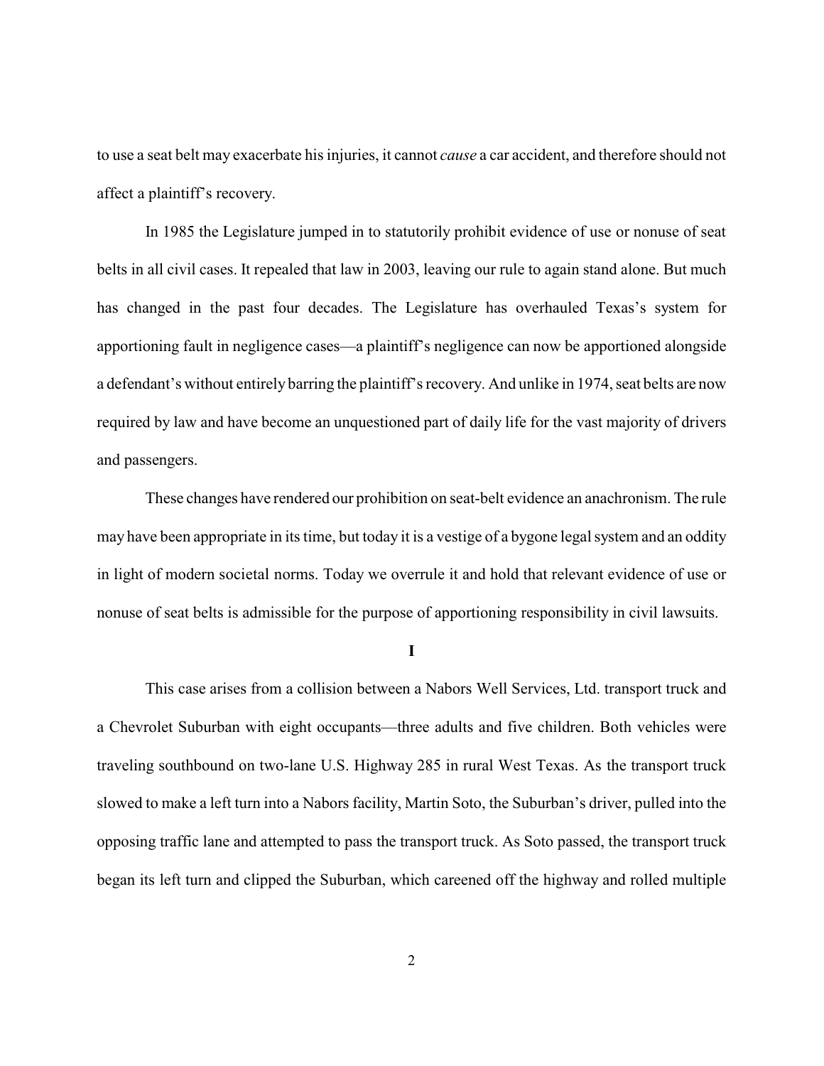to use a seat belt may exacerbate his injuries, it cannot *cause* a car accident, and therefore should not affect a plaintiff's recovery.

In 1985 the Legislature jumped in to statutorily prohibit evidence of use or nonuse of seat belts in all civil cases. It repealed that law in 2003, leaving our rule to again stand alone. But much has changed in the past four decades. The Legislature has overhauled Texas's system for apportioning fault in negligence cases—a plaintiff's negligence can now be apportioned alongside a defendant's without entirely barring the plaintiff's recovery. And unlike in 1974, seat belts are now required by law and have become an unquestioned part of daily life for the vast majority of drivers and passengers.

These changes have rendered our prohibition on seat-belt evidence an anachronism. The rule may have been appropriate in its time, but today it is a vestige of a bygone legal system and an oddity in light of modern societal norms. Today we overrule it and hold that relevant evidence of use or nonuse of seat belts is admissible for the purpose of apportioning responsibility in civil lawsuits.

## I

This case arises from a collision between a Nabors Well Services, Ltd. transport truck and a Chevrolet Suburban with eight occupants—three adults and five children. Both vehicles were traveling southbound on two-lane U.S. Highway 285 in rural West Texas. As the transport truck slowed to make a left turn into a Nabors facility, Martin Soto, the Suburban's driver, pulled into the opposing traffic lane and attempted to pass the transport truck. As Soto passed, the transport truck began its left turn and clipped the Suburban, which careened off the highway and rolled multiple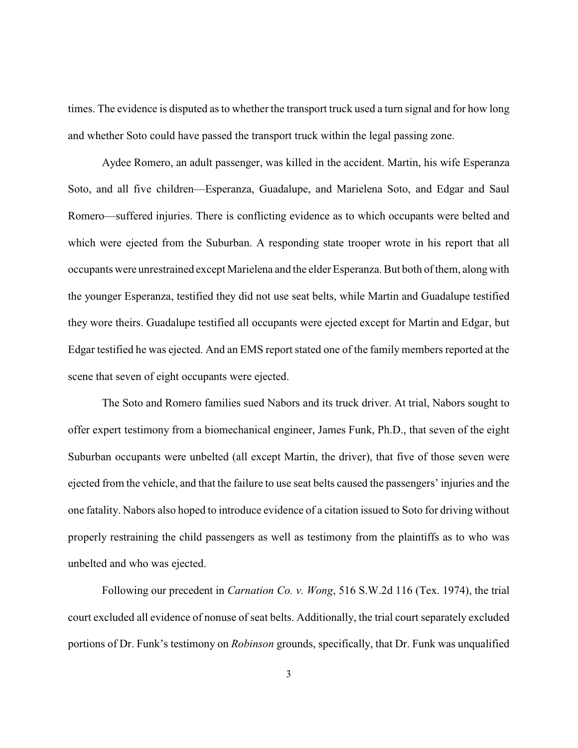times. The evidence is disputed as to whether the transport truck used a turn signal and for how long and whether Soto could have passed the transport truck within the legal passing zone.

Aydee Romero, an adult passenger, was killed in the accident. Martin, his wife Esperanza Soto, and all five children—Esperanza, Guadalupe, and Marielena Soto, and Edgar and Saul Romero—suffered injuries. There is conflicting evidence as to which occupants were belted and which were ejected from the Suburban. A responding state trooper wrote in his report that all occupants were unrestrained except Marielena and the elder Esperanza. But both of them, along with the younger Esperanza, testified they did not use seat belts, while Martin and Guadalupe testified they wore theirs. Guadalupe testified all occupants were ejected except for Martin and Edgar, but Edgar testified he was ejected. And an EMS report stated one of the family members reported at the scene that seven of eight occupants were ejected.

The Soto and Romero families sued Nabors and its truck driver. At trial, Nabors sought to offer expert testimony from a biomechanical engineer, James Funk, Ph.D., that seven of the eight Suburban occupants were unbelted (all except Martin, the driver), that five of those seven were ejected from the vehicle, and that the failure to use seat belts caused the passengers' injuries and the one fatality. Nabors also hoped to introduce evidence of a citation issued to Soto for driving without properly restraining the child passengers as well as testimony from the plaintiffs as to who was unbelted and who was ejected.

Following our precedent in *Carnation Co. v. Wong*, 516 S.W.2d 116 (Tex. 1974), the trial court excluded all evidence of nonuse of seat belts. Additionally, the trial court separately excluded portions of Dr. Funk's testimony on *Robinson* grounds, specifically, that Dr. Funk was unqualified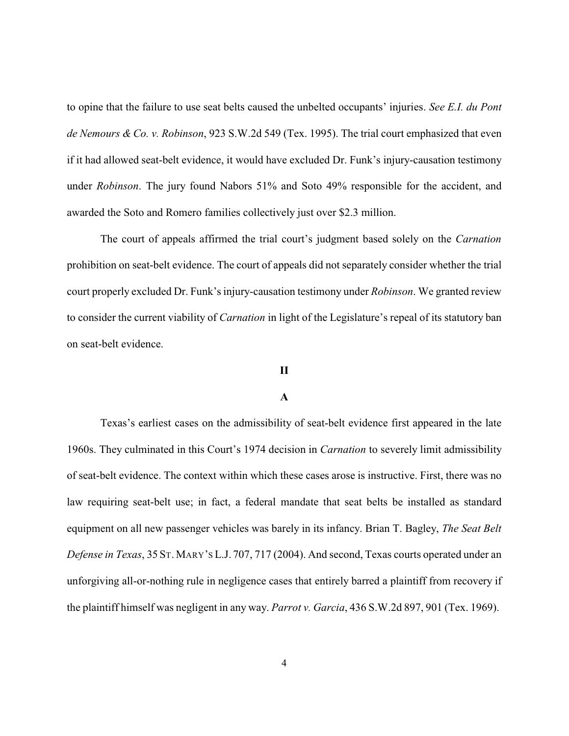to opine that the failure to use seat belts caused the unbelted occupants' injuries. *See E.I. du Pont de Nemours & Co. v. Robinson*, 923 S.W.2d 549 (Tex. 1995). The trial court emphasized that even if it had allowed seat-belt evidence, it would have excluded Dr. Funk's injury-causation testimony under *Robinson*. The jury found Nabors 51% and Soto 49% responsible for the accident, and awarded the Soto and Romero families collectively just over $2.3 million.

The court of appeals affirmed the trial court's judgment based solely on the *Carnation* prohibition on seat-belt evidence. The court of appeals did not separately consider whether the trial court properly excluded Dr. Funk's injury-causation testimony under *Robinson*. We granted review to consider the current viability of *Carnation* in light of the Legislature's repeal of its statutory ban on seat-belt evidence.

## II

### A

Texas's earliest cases on the admissibility of seat-belt evidence first appeared in the late 1960s. They culminated in this Court's 1974 decision in *Carnation* to severely limit admissibility of seat-belt evidence. The context within which these cases arose is instructive. First, there was no law requiring seat-belt use; in fact, a federal mandate that seat belts be installed as standard equipment on all new passenger vehicles was barely in its infancy. Brian T. Bagley, *The Seat Belt Defense in Texas*, 35 ST. MARY'S L.J. 707, 717 (2004). And second, Texas courts operated under an unforgiving all-or-nothing rule in negligence cases that entirely barred a plaintiff from recovery if the plaintiff himself was negligent in any way. *Parrot v. Garcia*, 436 S.W.2d 897, 901 (Tex. 1969).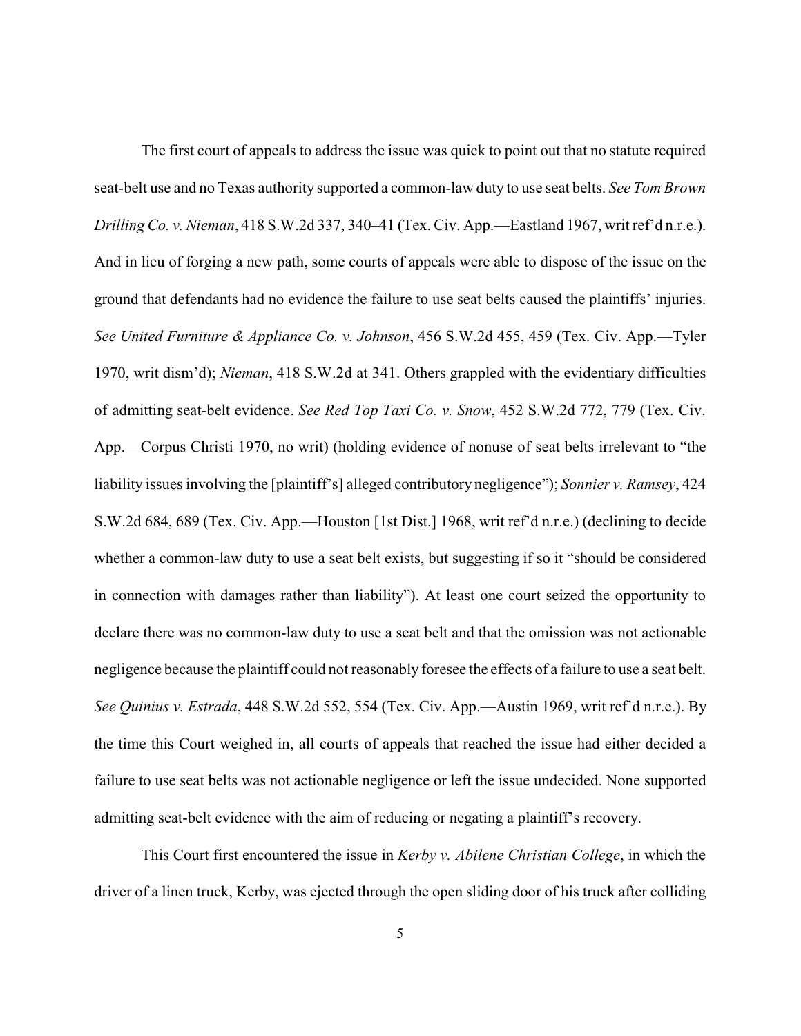The first court of appeals to address the issue was quick to point out that no statute required seat-belt use and no Texas authority supported a common-law duty to use seat belts. *See Tom Brown Drilling Co. v. Nieman*, 418 S.W.2d 337, 340–41 (Tex. Civ. App.—Eastland 1967, writ ref'd n.r.e.). And in lieu of forging a new path, some courts of appeals were able to dispose of the issue on the ground that defendants had no evidence the failure to use seat belts caused the plaintiffs' injuries. *See United Furniture & Appliance Co. v. Johnson*, 456 S.W.2d 455, 459 (Tex. Civ. App.—Tyler 1970, writ dism'd); *Nieman*, 418 S.W.2d at 341. Others grappled with the evidentiary difficulties of admitting seat-belt evidence. *See Red Top Taxi Co. v. Snow*, 452 S.W.2d 772, 779 (Tex. Civ. App.—Corpus Christi 1970, no writ) (holding evidence of nonuse of seat belts irrelevant to "the liability issues involving the [plaintiff's] alleged contributory negligence"); *Sonnier v. Ramsey*, 424 S.W.2d 684, 689 (Tex. Civ. App.—Houston [1st Dist.] 1968, writ ref'd n.r.e.) (declining to decide whether a common-law duty to use a seat belt exists, but suggesting if so it "should be considered in connection with damages rather than liability"). At least one court seized the opportunity to declare there was no common-law duty to use a seat belt and that the omission was not actionable negligence because the plaintiff could not reasonably foresee the effects of a failure to use a seat belt. *See Quinius v. Estrada*, 448 S.W.2d 552, 554 (Tex. Civ. App.—Austin 1969, writ ref'd n.r.e.). By the time this Court weighed in, all courts of appeals that reached the issue had either decided a failure to use seat belts was not actionable negligence or left the issue undecided. None supported admitting seat-belt evidence with the aim of reducing or negating a plaintiff's recovery.

This Court first encountered the issue in *Kerby v. Abilene Christian College*, in which the driver of a linen truck, Kerby, was ejected through the open sliding door of his truck after colliding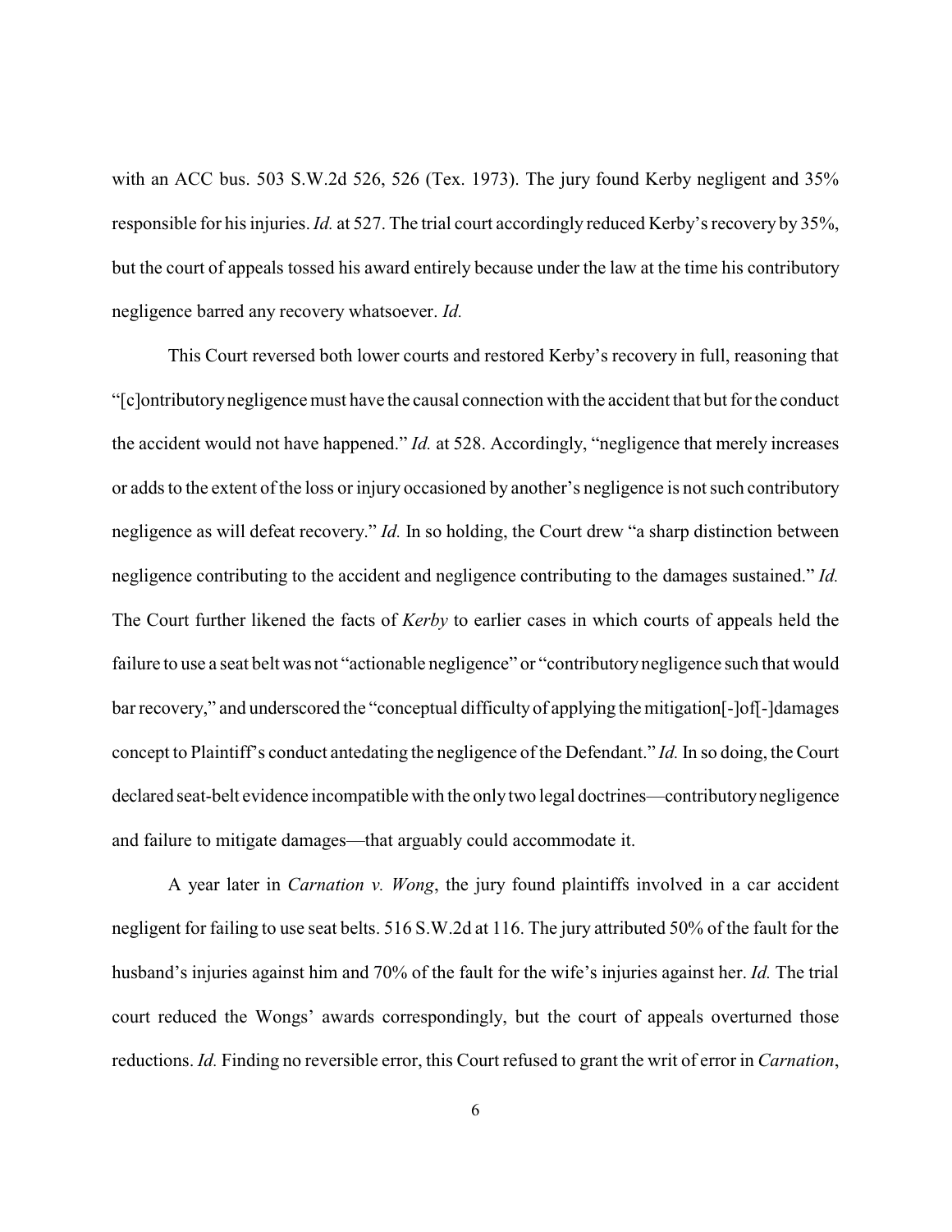with an ACC bus. 503 S.W.2d 526, 526 (Tex. 1973). The jury found Kerby negligent and 35% responsible for his injuries. *Id.* at 527. The trial court accordingly reduced Kerby's recovery by 35%, but the court of appeals tossed his award entirely because under the law at the time his contributory negligence barred any recovery whatsoever. *Id.*

This Court reversed both lower courts and restored Kerby's recovery in full, reasoning that "[c]ontributory negligence must have the causal connection with the accident that but for the conduct the accident would not have happened." *Id.* at 528. Accordingly, "negligence that merely increases or adds to the extent of the loss or injury occasioned by another's negligence is not such contributory negligence as will defeat recovery." *Id.* In so holding, the Court drew "a sharp distinction between negligence contributing to the accident and negligence contributing to the damages sustained." *Id.* The Court further likened the facts of *Kerby* to earlier cases in which courts of appeals held the failure to use a seat belt was not "actionable negligence" or "contributory negligence such that would bar recovery," and underscored the "conceptual difficulty of applying the mitigation[-]of[-]damages concept to Plaintiff's conduct antedating the negligence of the Defendant." *Id.* In so doing, the Court declared seat-belt evidence incompatible with the only two legal doctrines—contributory negligence and failure to mitigate damages—that arguably could accommodate it.

A year later in *Carnation v. Wong*, the jury found plaintiffs involved in a car accident negligent for failing to use seat belts. 516 S.W.2d at 116. The jury attributed 50% of the fault for the husband's injuries against him and 70% of the fault for the wife's injuries against her. *Id.* The trial court reduced the Wongs' awards correspondingly, but the court of appeals overturned those reductions. *Id.* Finding no reversible error, this Court refused to grant the writ of error in *Carnation*,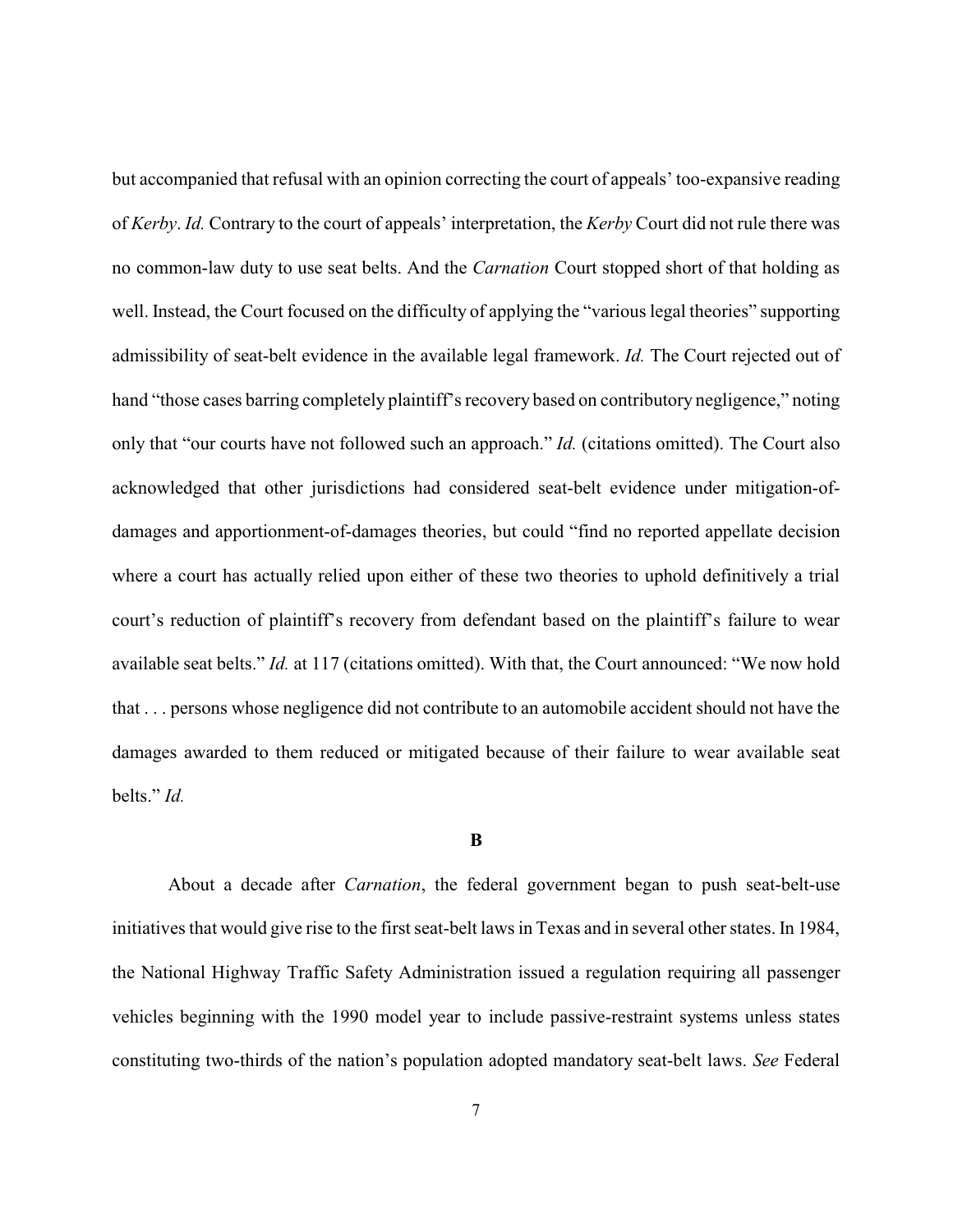but accompanied that refusal with an opinion correcting the court of appeals' too-expansive reading of *Kerby*. *Id.* Contrary to the court of appeals' interpretation, the *Kerby* Court did not rule there was no common-law duty to use seat belts. And the *Carnation* Court stopped short of that holding as well. Instead, the Court focused on the difficulty of applying the "various legal theories" supporting admissibility of seat-belt evidence in the available legal framework. *Id.* The Court rejected out of hand "those cases barring completely plaintiff's recovery based on contributory negligence," noting only that "our courts have not followed such an approach." *Id.* (citations omitted). The Court also acknowledged that other jurisdictions had considered seat-belt evidence under mitigation-of-damages and apportionment-of-damages theories, but could "find no reported appellate decision where a court has actually relied upon either of these two theories to uphold definitively a trial court's reduction of plaintiff's recovery from defendant based on the plaintiff's failure to wear available seat belts." *Id.* at 117 (citations omitted). With that, the Court announced: "We now hold that . . . persons whose negligence did not contribute to an automobile accident should not have the damages awarded to them reduced or mitigated because of their failure to wear available seat belts." *Id.*

**B**

About a decade after *Carnation*, the federal government began to push seat-belt-use initiatives that would give rise to the first seat-belt laws in Texas and in several other states. In 1984, the National Highway Traffic Safety Administration issued a regulation requiring all passenger vehicles beginning with the 1990 model year to include passive-restraint systems unless states constituting two-thirds of the nation's population adopted mandatory seat-belt laws. *See* Federal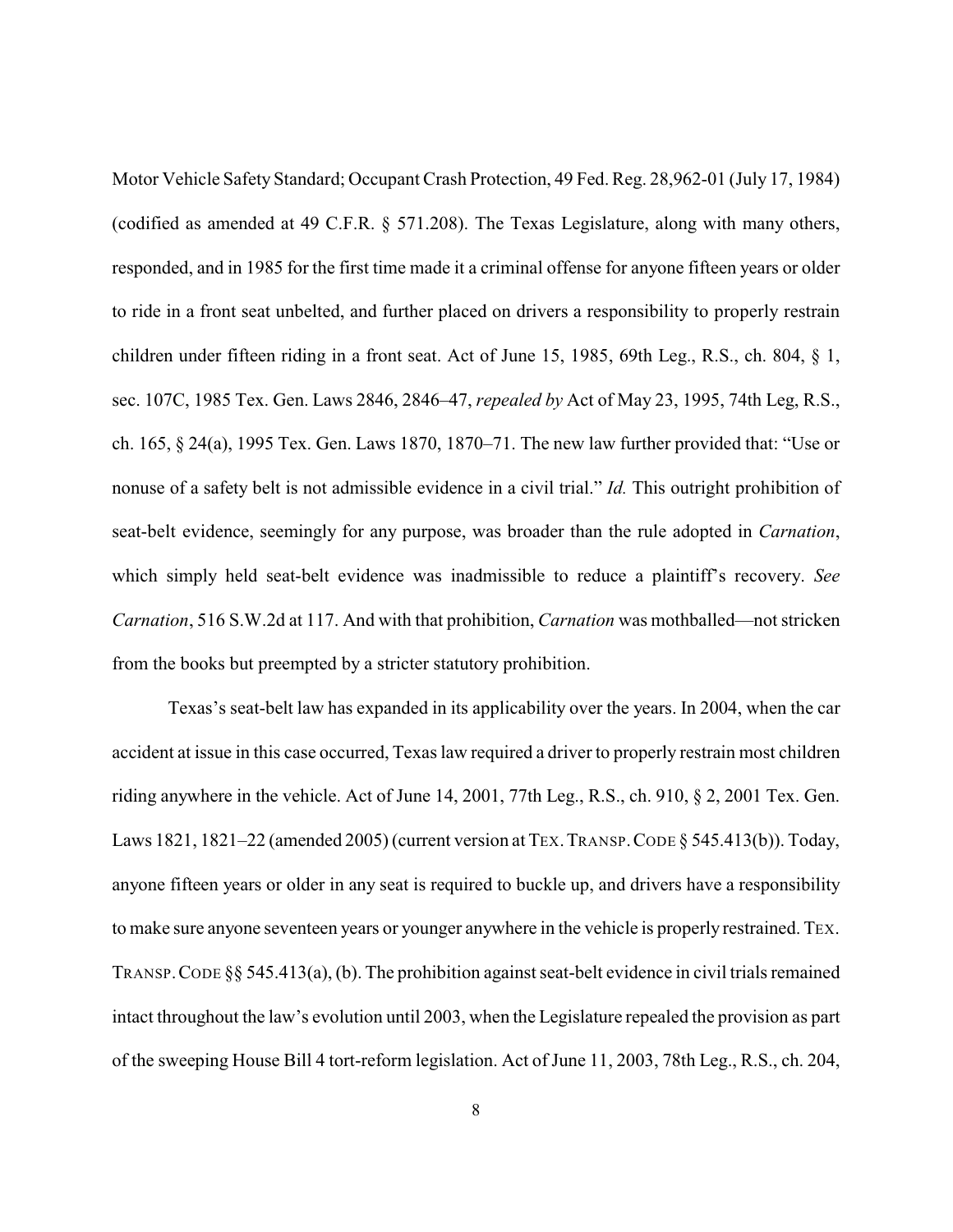Motor Vehicle Safety Standard; Occupant Crash Protection, 49 Fed. Reg. 28,962-01 (July 17, 1984) (codified as amended at 49 C.F.R. § 571.208). The Texas Legislature, along with many others, responded, and in 1985 for the first time made it a criminal offense for anyone fifteen years or older to ride in a front seat unbelted, and further placed on drivers a responsibility to properly restrain children under fifteen riding in a front seat. Act of June 15, 1985, 69th Leg., R.S., ch. 804, § 1, sec. 107C, 1985 Tex. Gen. Laws 2846, 2846–47, *repealed by* Act of May 23, 1995, 74th Leg, R.S., ch. 165, § 24(a), 1995 Tex. Gen. Laws 1870, 1870–71. The new law further provided that: "Use or nonuse of a safety belt is not admissible evidence in a civil trial." *Id.* This outright prohibition of seat-belt evidence, seemingly for any purpose, was broader than the rule adopted in *Carnation*, which simply held seat-belt evidence was inadmissible to reduce a plaintiff's recovery. *See Carnation*, 516 S.W.2d at 117. And with that prohibition, *Carnation* was mothballed—not stricken from the books but preempted by a stricter statutory prohibition.

Texas's seat-belt law has expanded in its applicability over the years. In 2004, when the car accident at issue in this case occurred, Texas law required a driver to properly restrain most children riding anywhere in the vehicle. Act of June 14, 2001, 77th Leg., R.S., ch. 910, § 2, 2001 Tex. Gen. Laws 1821, 1821–22 (amended 2005) (current version at TEX. TRANSP. CODE § 545.413(b)). Today, anyone fifteen years or older in any seat is required to buckle up, and drivers have a responsibility to make sure anyone seventeen years or younger anywhere in the vehicle is properly restrained. TEX. TRANSP. CODE §§ 545.413(a), (b). The prohibition against seat-belt evidence in civil trials remained intact throughout the law's evolution until 2003, when the Legislature repealed the provision as part of the sweeping House Bill 4 tort-reform legislation. Act of June 11, 2003, 78th Leg., R.S., ch. 204,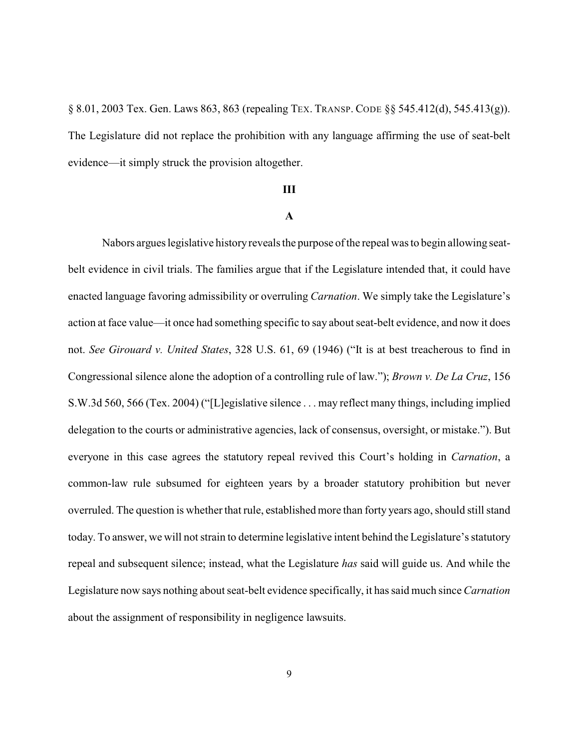§ 8.01, 2003 Tex. Gen. Laws 863, 863 (repealing TEX. TRANSP. CODE §§ 545.412(d), 545.413(g)). The Legislature did not replace the prohibition with any language affirming the use of seat-belt evidence—it simply struck the provision altogether.

## III

### A

Nabors argues legislative history reveals the purpose of the repeal was to begin allowing seat-belt evidence in civil trials. The families argue that if the Legislature intended that, it could have enacted language favoring admissibility or overruling *Carnation*. We simply take the Legislature's action at face value—it once had something specific to say about seat-belt evidence, and now it does not. *See Girouard v. United States*, 328 U.S. 61, 69 (1946) ("It is at best treacherous to find in Congressional silence alone the adoption of a controlling rule of law."); *Brown v. De La Cruz*, 156 S.W.3d 560, 566 (Tex. 2004) ("[L]egislative silence . . . may reflect many things, including implied delegation to the courts or administrative agencies, lack of consensus, oversight, or mistake."). But everyone in this case agrees the statutory repeal revived this Court's holding in *Carnation*, a common-law rule subsumed for eighteen years by a broader statutory prohibition but never overruled. The question is whether that rule, established more than forty years ago, should still stand today. To answer, we will not strain to determine legislative intent behind the Legislature's statutory repeal and subsequent silence; instead, what the Legislature *has* said will guide us. And while the Legislature now says nothing about seat-belt evidence specifically, it has said much since *Carnation* about the assignment of responsibility in negligence lawsuits.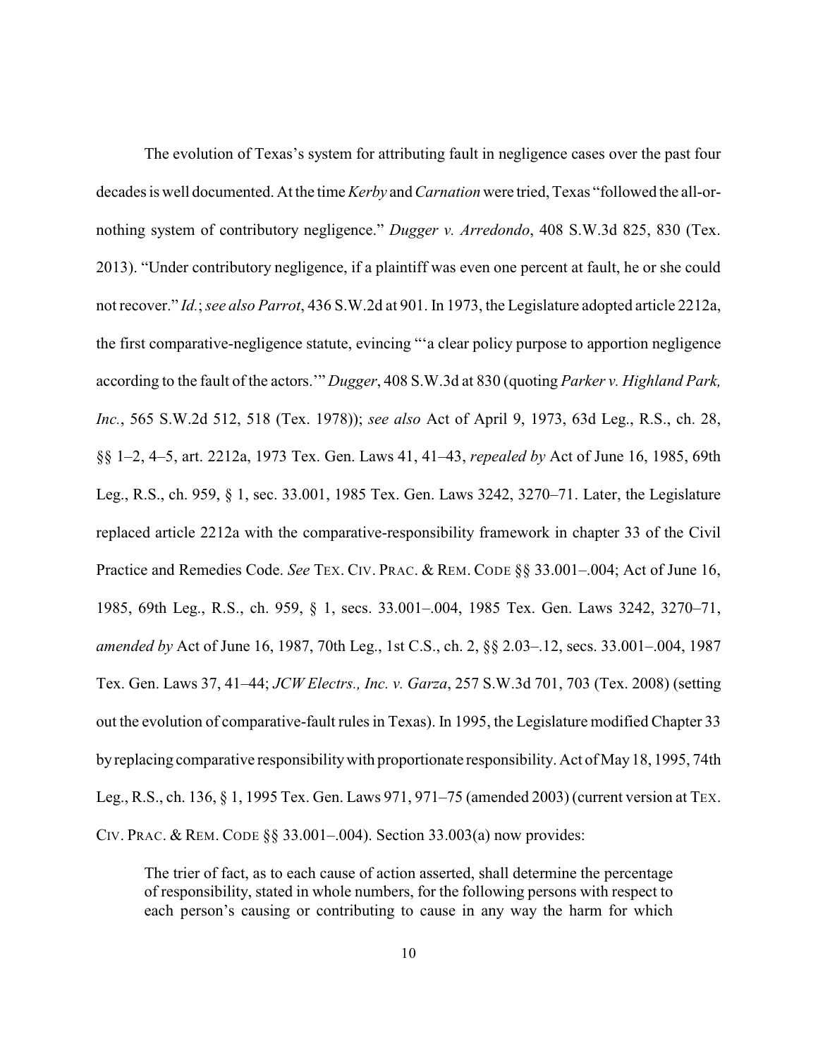The evolution of Texas's system for attributing fault in negligence cases over the past four decades is well documented. At the time *Kerby* and *Carnation* were tried, Texas "followed the all-or-nothing system of contributory negligence." *Dugger v. Arredondo*, 408 S.W.3d 825, 830 (Tex. 2013). "Under contributory negligence, if a plaintiff was even one percent at fault, he or she could not recover." *Id.*; *see also Parrot*, 436 S.W.2d at 901. In 1973, the Legislature adopted article 2212a, the first comparative-negligence statute, evincing "'a clear policy purpose to apportion negligence according to the fault of the actors.'" *Dugger*, 408 S.W.3d at 830 (quoting *Parker v. Highland Park, Inc.*, 565 S.W.2d 512, 518 (Tex. 1978)); *see also* Act of April 9, 1973, 63d Leg., R.S., ch. 28, §§ 1–2, 4–5, art. 2212a, 1973 Tex. Gen. Laws 41, 41–43, *repealed by* Act of June 16, 1985, 69th Leg., R.S., ch. 959, § 1, sec. 33.001, 1985 Tex. Gen. Laws 3242, 3270–71. Later, the Legislature replaced article 2212a with the comparative-responsibility framework in chapter 33 of the Civil Practice and Remedies Code. *See* TEX. CIV. PRAC. & REM. CODE §§ 33.001–.004; Act of June 16, 1985, 69th Leg., R.S., ch. 959, § 1, secs. 33.001–.004, 1985 Tex. Gen. Laws 3242, 3270–71, *amended by* Act of June 16, 1987, 70th Leg., 1st C.S., ch. 2, §§ 2.03–.12, secs. 33.001–.004, 1987 Tex. Gen. Laws 37, 41–44; *JCW Electrs., Inc. v. Garza*, 257 S.W.3d 701, 703 (Tex. 2008) (setting out the evolution of comparative-fault rules in Texas). In 1995, the Legislature modified Chapter 33 by replacing comparative responsibility with proportionate responsibility. Act of May 18, 1995, 74th Leg., R.S., ch. 136, § 1, 1995 Tex. Gen. Laws 971, 971–75 (amended 2003) (current version at TEX. CIV. PRAC. & REM. CODE §§ 33.001–.004). Section 33.003(a) now provides:

> The trier of fact, as to each cause of action asserted, shall determine the percentage of responsibility, stated in whole numbers, for the following persons with respect to each person's causing or contributing to cause in any way the harm for which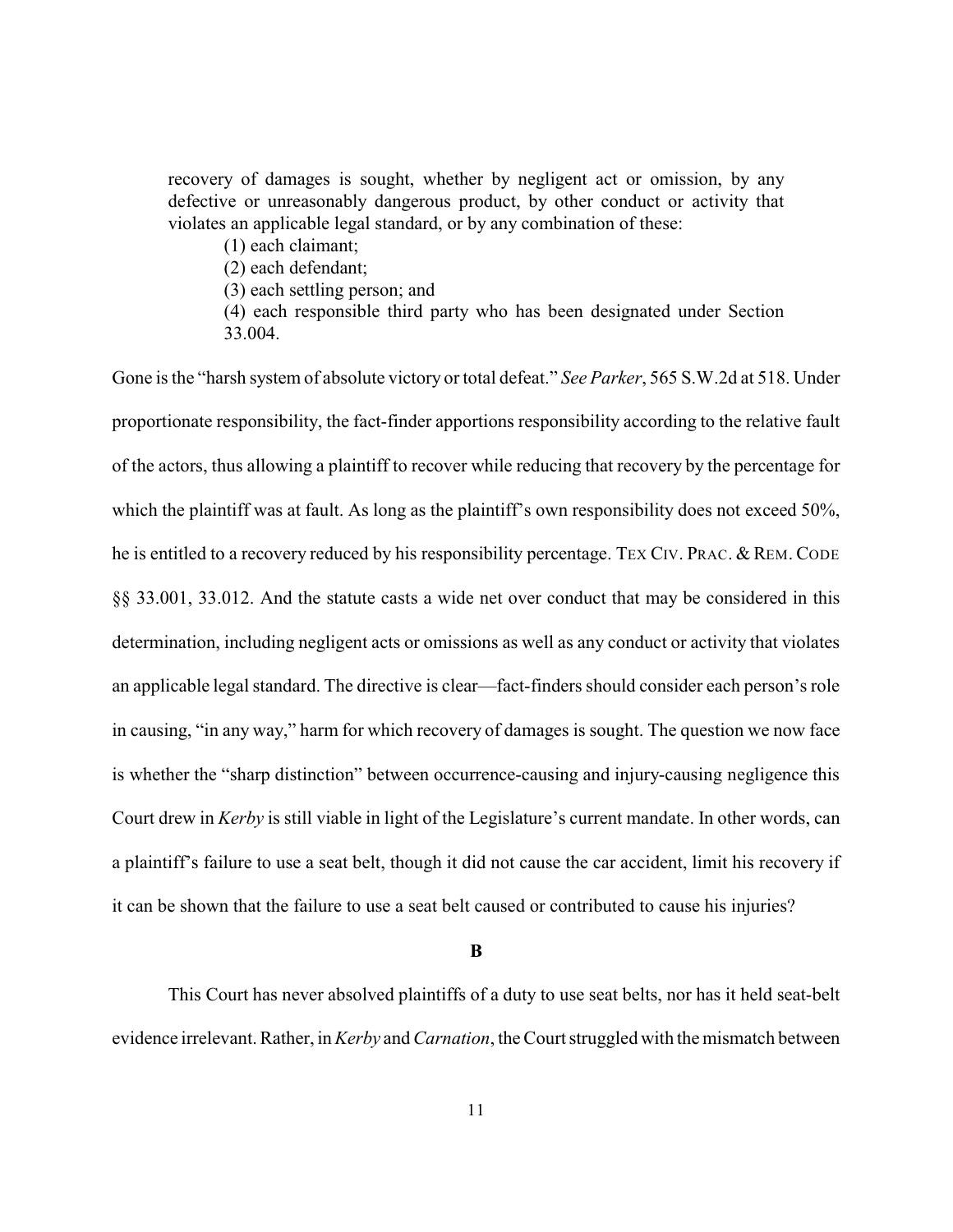> recovery of damages is sought, whether by negligent act or omission, by any defective or unreasonably dangerous product, by other conduct or activity that violates an applicable legal standard, or by any combination of these:
>
> (1) each claimant;
> (2) each defendant;
> (3) each settling person; and
> (4) each responsible third party who has been designated under Section 33.004.

Gone is the "harsh system of absolute victory or total defeat." *See Parker*, 565 S.W.2d at 518. Under proportionate responsibility, the fact-finder apportions responsibility according to the relative fault of the actors, thus allowing a plaintiff to recover while reducing that recovery by the percentage for which the plaintiff was at fault. As long as the plaintiff's own responsibility does not exceed 50%, he is entitled to a recovery reduced by his responsibility percentage. TEX CIV. PRAC. & REM. CODE §§ 33.001, 33.012. And the statute casts a wide net over conduct that may be considered in this determination, including negligent acts or omissions as well as any conduct or activity that violates an applicable legal standard. The directive is clear—fact-finders should consider each person's role in causing, "in any way," harm for which recovery of damages is sought. The question we now face is whether the "sharp distinction" between occurrence-causing and injury-causing negligence this Court drew in *Kerby* is still viable in light of the Legislature's current mandate. In other words, can a plaintiff's failure to use a seat belt, though it did not cause the car accident, limit his recovery if it can be shown that the failure to use a seat belt caused or contributed to cause his injuries?

**B**

This Court has never absolved plaintiffs of a duty to use seat belts, nor has it held seat-belt evidence irrelevant. Rather, in *Kerby* and *Carnation*, the Court struggled with the mismatch between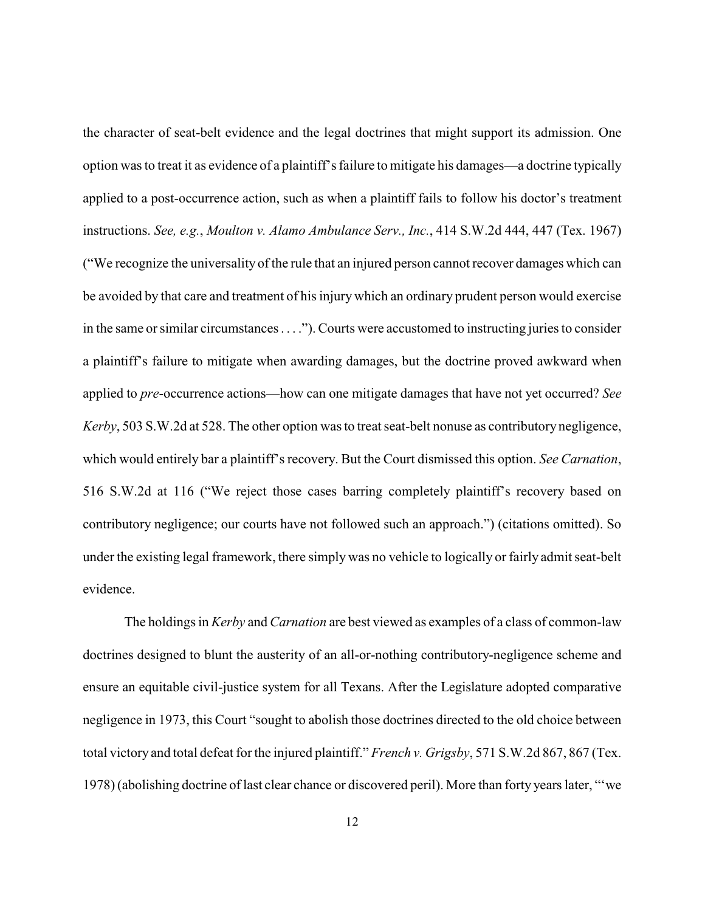the character of seat-belt evidence and the legal doctrines that might support its admission. One option was to treat it as evidence of a plaintiff's failure to mitigate his damages—a doctrine typically applied to a post-occurrence action, such as when a plaintiff fails to follow his doctor's treatment instructions. *See, e.g.*, *Moulton v. Alamo Ambulance Serv., Inc.*, 414 S.W.2d 444, 447 (Tex. 1967) ("We recognize the universality of the rule that an injured person cannot recover damages which can be avoided by that care and treatment of his injury which an ordinary prudent person would exercise in the same or similar circumstances . . . ."). Courts were accustomed to instructing juries to consider a plaintiff's failure to mitigate when awarding damages, but the doctrine proved awkward when applied to *pre*-occurrence actions—how can one mitigate damages that have not yet occurred? *See Kerby*, 503 S.W.2d at 528. The other option was to treat seat-belt nonuse as contributory negligence, which would entirely bar a plaintiff's recovery. But the Court dismissed this option. *See Carnation*, 516 S.W.2d at 116 ("We reject those cases barring completely plaintiff's recovery based on contributory negligence; our courts have not followed such an approach.") (citations omitted). So under the existing legal framework, there simply was no vehicle to logically or fairly admit seat-belt evidence.

The holdings in *Kerby* and *Carnation* are best viewed as examples of a class of common-law doctrines designed to blunt the austerity of an all-or-nothing contributory-negligence scheme and ensure an equitable civil-justice system for all Texans. After the Legislature adopted comparative negligence in 1973, this Court "sought to abolish those doctrines directed to the old choice between total victory and total defeat for the injured plaintiff." *French v. Grigsby*, 571 S.W.2d 867, 867 (Tex. 1978) (abolishing doctrine of last clear chance or discovered peril). More than forty years later, "'we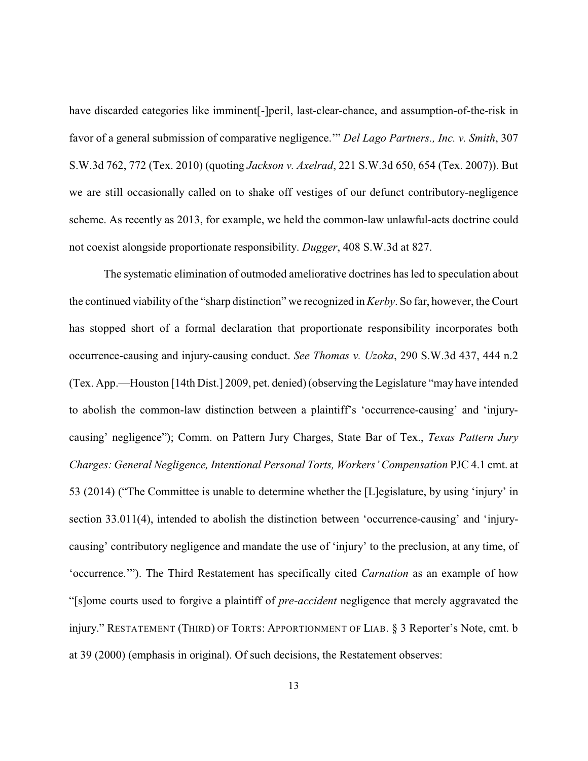have discarded categories like imminent[-]peril, last-clear-chance, and assumption-of-the-risk in favor of a general submission of comparative negligence.'" *Del Lago Partners., Inc. v. Smith*, 307 S.W.3d 762, 772 (Tex. 2010) (quoting *Jackson v. Axelrad*, 221 S.W.3d 650, 654 (Tex. 2007)). But we are still occasionally called on to shake off vestiges of our defunct contributory-negligence scheme. As recently as 2013, for example, we held the common-law unlawful-acts doctrine could not coexist alongside proportionate responsibility. *Dugger*, 408 S.W.3d at 827.

The systematic elimination of outmoded ameliorative doctrines has led to speculation about the continued viability of the "sharp distinction" we recognized in *Kerby*. So far, however, the Court has stopped short of a formal declaration that proportionate responsibility incorporates both occurrence-causing and injury-causing conduct. *See Thomas v. Uzoka*, 290 S.W.3d 437, 444 n.2 (Tex. App.—Houston [14th Dist.] 2009, pet. denied) (observing the Legislature "may have intended to abolish the common-law distinction between a plaintiff's 'occurrence-causing' and 'injury-causing' negligence"); Comm. on Pattern Jury Charges, State Bar of Tex., *Texas Pattern Jury Charges: General Negligence, Intentional Personal Torts, Workers' Compensation* PJC 4.1 cmt. at 53 (2014) ("The Committee is unable to determine whether the [L]egislature, by using 'injury' in section 33.011(4), intended to abolish the distinction between 'occurrence-causing' and 'injury-causing' contributory negligence and mandate the use of 'injury' to the preclusion, at any time, of 'occurrence.'"). The Third Restatement has specifically cited *Carnation* as an example of how "[s]ome courts used to forgive a plaintiff of *pre-accident* negligence that merely aggravated the injury." RESTATEMENT (THIRD) OF TORTS: APPORTIONMENT OF LIAB. § 3 Reporter's Note, cmt. b at 39 (2000) (emphasis in original). Of such decisions, the Restatement observes: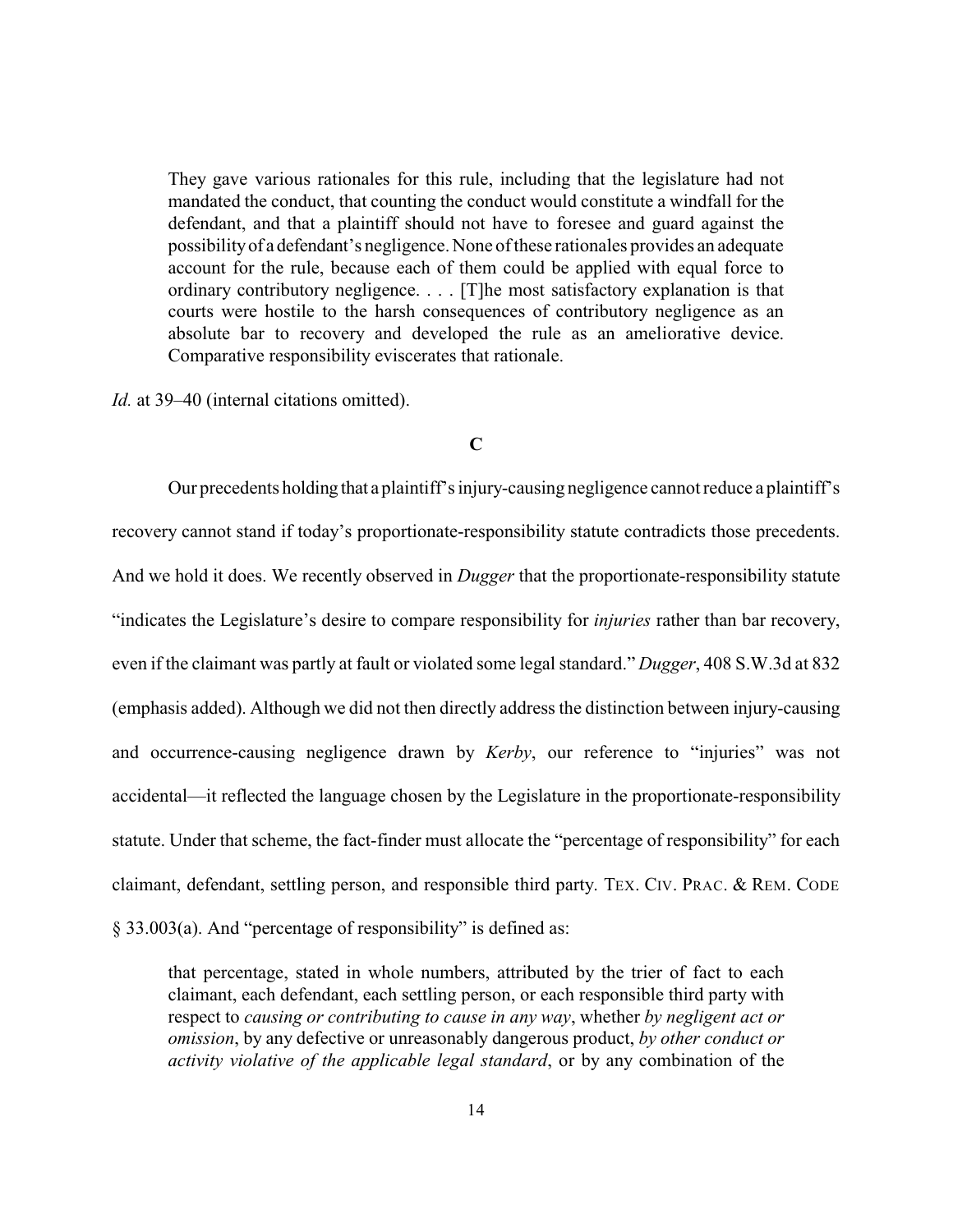> They gave various rationales for this rule, including that the legislature had not mandated the conduct, that counting the conduct would constitute a windfall for the defendant, and that a plaintiff should not have to foresee and guard against the possibility of a defendant's negligence. None of these rationales provides an adequate account for the rule, because each of them could be applied with equal force to ordinary contributory negligence. . . . [T]he most satisfactory explanation is that courts were hostile to the harsh consequences of contributory negligence as an absolute bar to recovery and developed the rule as an ameliorative device. Comparative responsibility eviscerates that rationale.

*Id.* at 39–40 (internal citations omitted).

### C

Our precedents holding that a plaintiff's injury-causing negligence cannot reduce a plaintiff's recovery cannot stand if today's proportionate-responsibility statute contradicts those precedents. And we hold it does. We recently observed in *Dugger* that the proportionate-responsibility statute "indicates the Legislature's desire to compare responsibility for *injuries* rather than bar recovery, even if the claimant was partly at fault or violated some legal standard." *Dugger*, 408 S.W.3d at 832 (emphasis added). Although we did not then directly address the distinction between injury-causing and occurrence-causing negligence drawn by *Kerby*, our reference to "injuries" was not accidental—it reflected the language chosen by the Legislature in the proportionate-responsibility statute. Under that scheme, the fact-finder must allocate the "percentage of responsibility" for each claimant, defendant, settling person, and responsible third party. TEX. CIV. PRAC. & REM. CODE § 33.003(a). And "percentage of responsibility" is defined as:

> that percentage, stated in whole numbers, attributed by the trier of fact to each claimant, each defendant, each settling person, or each responsible third party with respect to *causing or contributing to cause in any way*, whether *by negligent act or omission*, by any defective or unreasonably dangerous product, *by other conduct or activity violative of the applicable legal standard*, or by any combination of the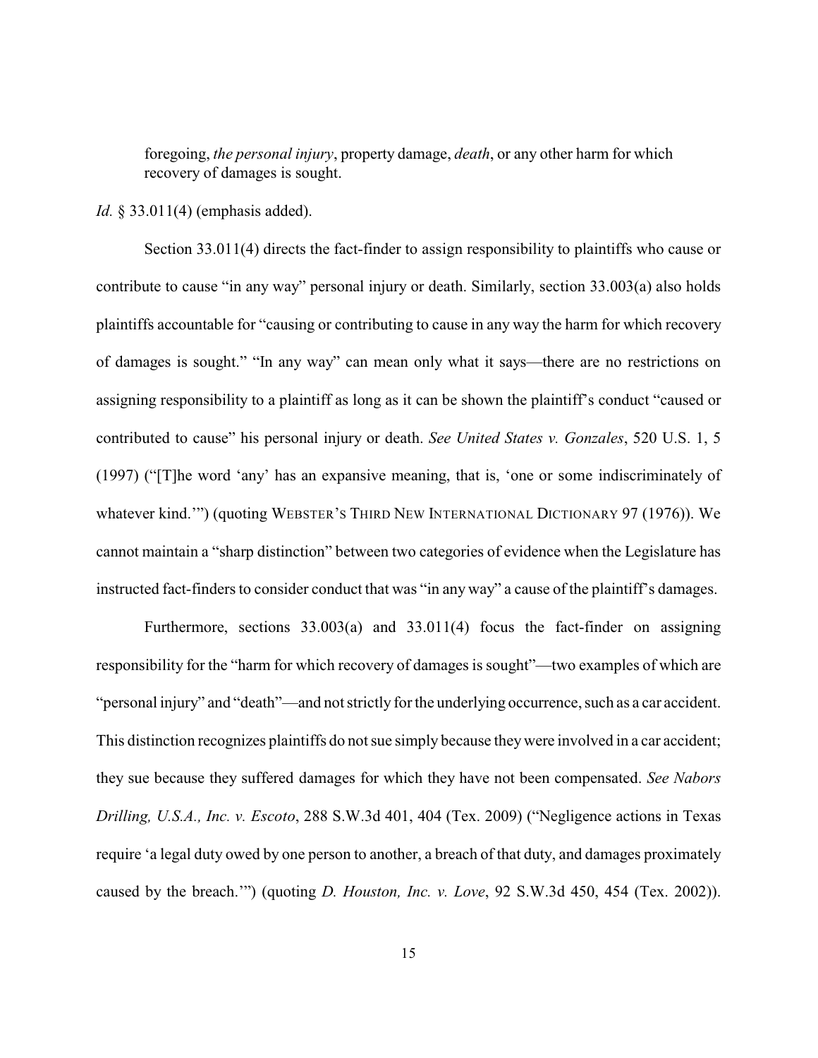> foregoing, *the personal injury*, property damage, *death*, or any other harm for which recovery of damages is sought.

*Id.* § 33.011(4) (emphasis added).

Section 33.011(4) directs the fact-finder to assign responsibility to plaintiffs who cause or contribute to cause "in any way" personal injury or death. Similarly, section 33.003(a) also holds plaintiffs accountable for "causing or contributing to cause in any way the harm for which recovery of damages is sought." "In any way" can mean only what it says—there are no restrictions on assigning responsibility to a plaintiff as long as it can be shown the plaintiff's conduct "caused or contributed to cause" his personal injury or death. *See United States v. Gonzales*, 520 U.S. 1, 5 (1997) ("[T]he word 'any' has an expansive meaning, that is, 'one or some indiscriminately of whatever kind.'") (quoting WEBSTER'S THIRD NEW INTERNATIONAL DICTIONARY 97 (1976)). We cannot maintain a "sharp distinction" between two categories of evidence when the Legislature has instructed fact-finders to consider conduct that was "in any way" a cause of the plaintiff's damages.

Furthermore, sections 33.003(a) and 33.011(4) focus the fact-finder on assigning responsibility for the "harm for which recovery of damages is sought"—two examples of which are "personal injury" and "death"—and not strictly for the underlying occurrence, such as a car accident. This distinction recognizes plaintiffs do not sue simply because they were involved in a car accident; they sue because they suffered damages for which they have not been compensated. *See Nabors Drilling, U.S.A., Inc. v. Escoto*, 288 S.W.3d 401, 404 (Tex. 2009) ("Negligence actions in Texas require 'a legal duty owed by one person to another, a breach of that duty, and damages proximately caused by the breach.'") (quoting *D. Houston, Inc. v. Love*, 92 S.W.3d 450, 454 (Tex. 2002)).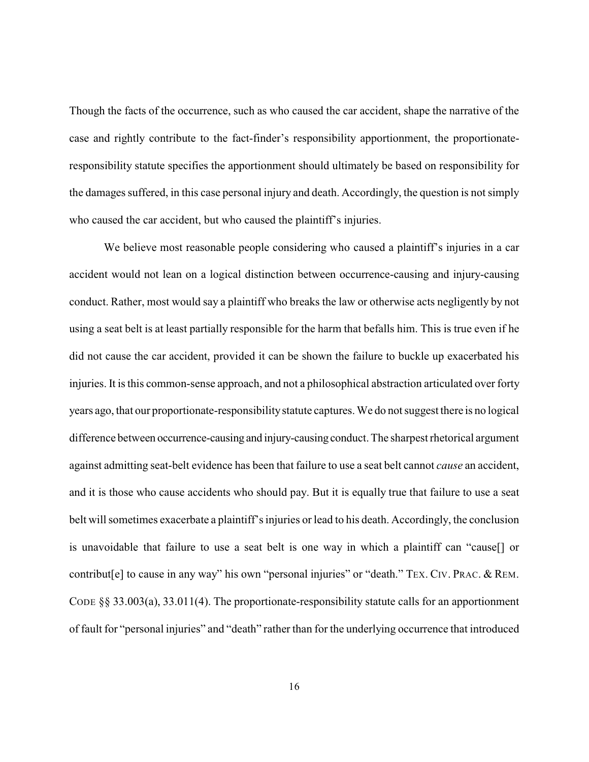Though the facts of the occurrence, such as who caused the car accident, shape the narrative of the case and rightly contribute to the fact-finder's responsibility apportionment, the proportionate-responsibility statute specifies the apportionment should ultimately be based on responsibility for the damages suffered, in this case personal injury and death. Accordingly, the question is not simply who caused the car accident, but who caused the plaintiff's injuries.

We believe most reasonable people considering who caused a plaintiff's injuries in a car accident would not lean on a logical distinction between occurrence-causing and injury-causing conduct. Rather, most would say a plaintiff who breaks the law or otherwise acts negligently by not using a seat belt is at least partially responsible for the harm that befalls him. This is true even if he did not cause the car accident, provided it can be shown the failure to buckle up exacerbated his injuries. It is this common-sense approach, and not a philosophical abstraction articulated over forty years ago, that our proportionate-responsibility statute captures. We do not suggest there is no logical difference between occurrence-causing and injury-causing conduct. The sharpest rhetorical argument against admitting seat-belt evidence has been that failure to use a seat belt cannot *cause* an accident, and it is those who cause accidents who should pay. But it is equally true that failure to use a seat belt will sometimes exacerbate a plaintiff's injuries or lead to his death. Accordingly, the conclusion is unavoidable that failure to use a seat belt is one way in which a plaintiff can "cause[] or contribut[e] to cause in any way" his own "personal injuries" or "death." TEX. CIV. PRAC. & REM. CODE §§ 33.003(a), 33.011(4). The proportionate-responsibility statute calls for an apportionment of fault for "personal injuries" and "death" rather than for the underlying occurrence that introduced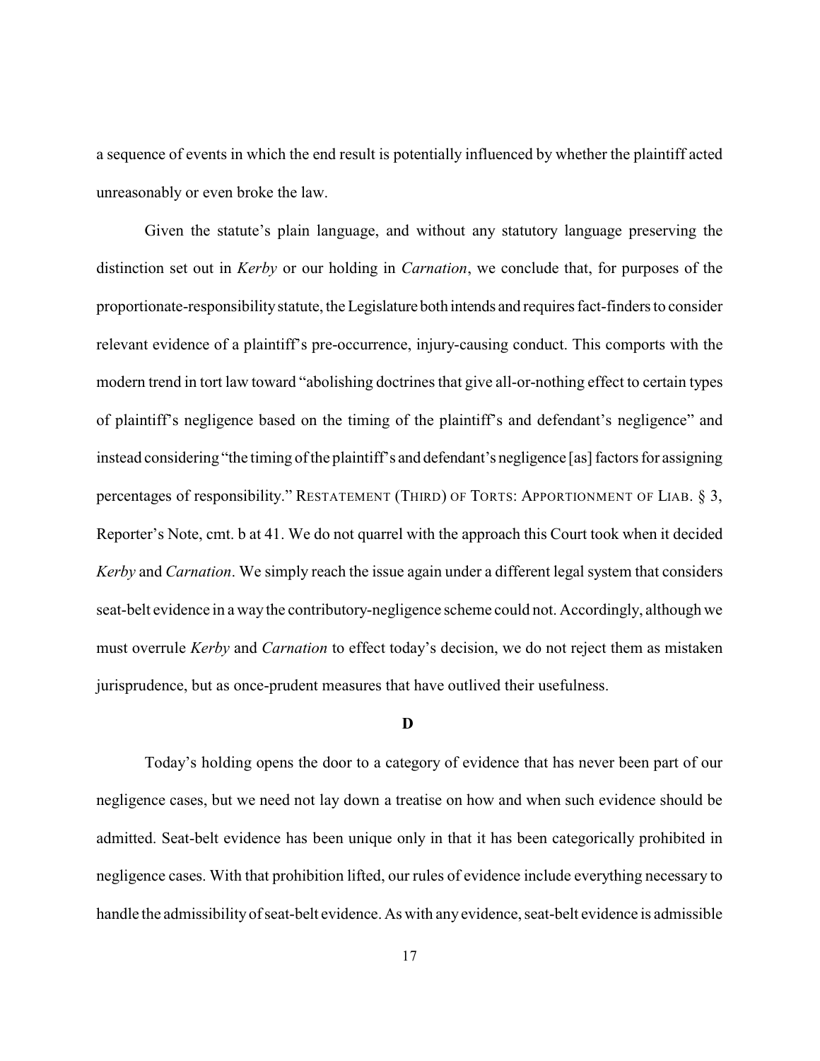a sequence of events in which the end result is potentially influenced by whether the plaintiff acted unreasonably or even broke the law.

Given the statute's plain language, and without any statutory language preserving the distinction set out in *Kerby* or our holding in *Carnation*, we conclude that, for purposes of the proportionate-responsibility statute, the Legislature both intends and requires fact-finders to consider relevant evidence of a plaintiff's pre-occurrence, injury-causing conduct. This comports with the modern trend in tort law toward "abolishing doctrines that give all-or-nothing effect to certain types of plaintiff's negligence based on the timing of the plaintiff's and defendant's negligence" and instead considering "the timing of the plaintiff's and defendant's negligence [as] factors for assigning percentages of responsibility." RESTATEMENT (THIRD) OF TORTS: APPORTIONMENT OF LIAB. § 3, Reporter's Note, cmt. b at 41. We do not quarrel with the approach this Court took when it decided *Kerby* and *Carnation*. We simply reach the issue again under a different legal system that considers seat-belt evidence in a way the contributory-negligence scheme could not. Accordingly, although we must overrule *Kerby* and *Carnation* to effect today's decision, we do not reject them as mistaken jurisprudence, but as once-prudent measures that have outlived their usefulness.

**D**

Today's holding opens the door to a category of evidence that has never been part of our negligence cases, but we need not lay down a treatise on how and when such evidence should be admitted. Seat-belt evidence has been unique only in that it has been categorically prohibited in negligence cases. With that prohibition lifted, our rules of evidence include everything necessary to handle the admissibility of seat-belt evidence. As with any evidence, seat-belt evidence is admissible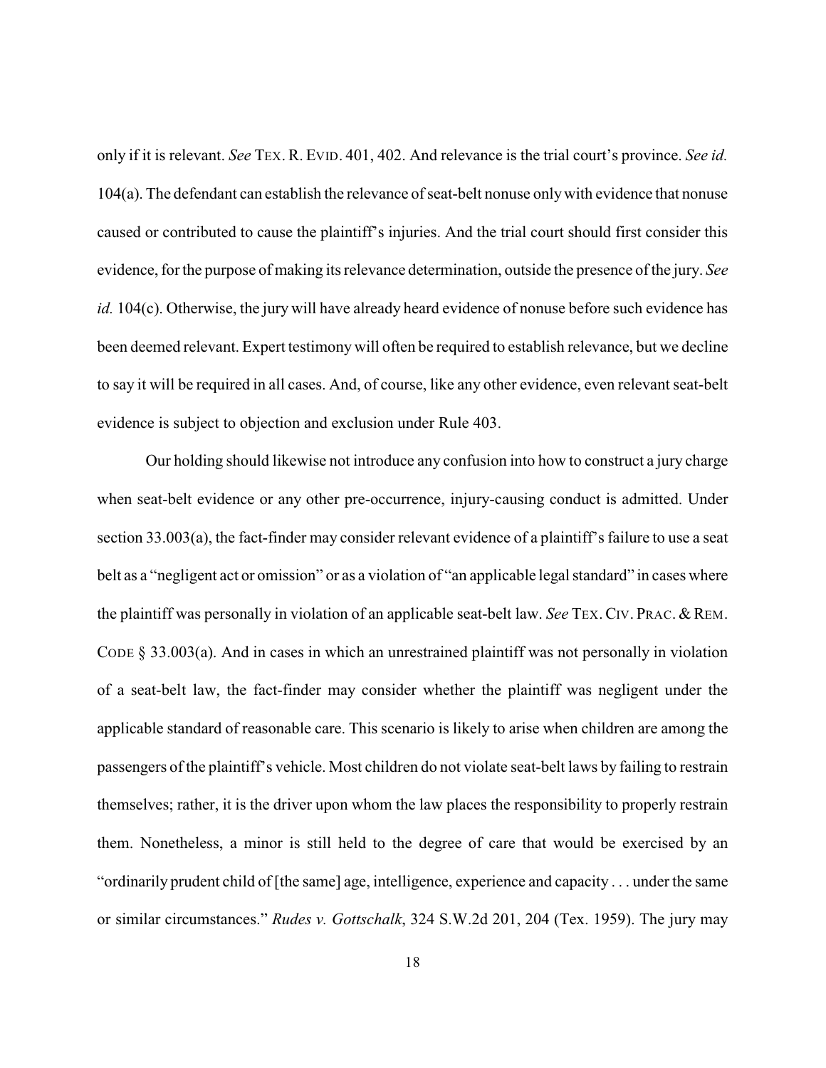only if it is relevant. *See* TEX. R. EVID. 401, 402. And relevance is the trial court's province. *See id.* 104(a). The defendant can establish the relevance of seat-belt nonuse only with evidence that nonuse caused or contributed to cause the plaintiff's injuries. And the trial court should first consider this evidence, for the purpose of making its relevance determination, outside the presence of the jury. *See id.* 104(c). Otherwise, the jury will have already heard evidence of nonuse before such evidence has been deemed relevant. Expert testimony will often be required to establish relevance, but we decline to say it will be required in all cases. And, of course, like any other evidence, even relevant seat-belt evidence is subject to objection and exclusion under Rule 403.

Our holding should likewise not introduce any confusion into how to construct a jury charge when seat-belt evidence or any other pre-occurrence, injury-causing conduct is admitted. Under section 33.003(a), the fact-finder may consider relevant evidence of a plaintiff's failure to use a seat belt as a "negligent act or omission" or as a violation of "an applicable legal standard" in cases where the plaintiff was personally in violation of an applicable seat-belt law. *See* TEX. CIV. PRAC. & REM. CODE § 33.003(a). And in cases in which an unrestrained plaintiff was not personally in violation of a seat-belt law, the fact-finder may consider whether the plaintiff was negligent under the applicable standard of reasonable care. This scenario is likely to arise when children are among the passengers of the plaintiff's vehicle. Most children do not violate seat-belt laws by failing to restrain themselves; rather, it is the driver upon whom the law places the responsibility to properly restrain them. Nonetheless, a minor is still held to the degree of care that would be exercised by an "ordinarily prudent child of [the same] age, intelligence, experience and capacity . . . under the same or similar circumstances." *Rudes v. Gottschalk*, 324 S.W.2d 201, 204 (Tex. 1959). The jury may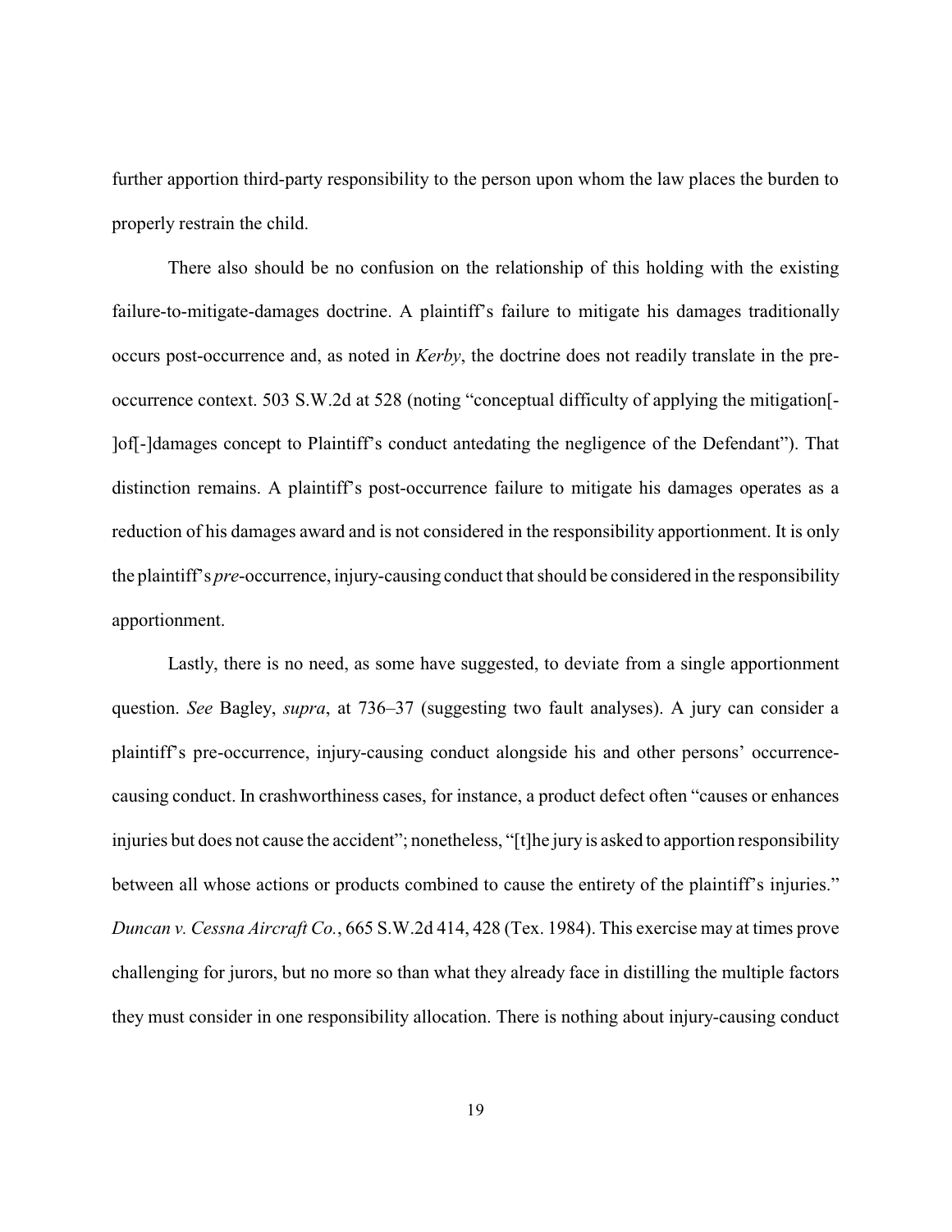further apportion third-party responsibility to the person upon whom the law places the burden to properly restrain the child.

There also should be no confusion on the relationship of this holding with the existing failure-to-mitigate-damages doctrine. A plaintiff's failure to mitigate his damages traditionally occurs post-occurrence and, as noted in *Kerby*, the doctrine does not readily translate in the pre-occurrence context. 503 S.W.2d at 528 (noting "conceptual difficulty of applying the mitigation[-]of[-]damages concept to Plaintiff's conduct antedating the negligence of the Defendant"). That distinction remains. A plaintiff's post-occurrence failure to mitigate his damages operates as a reduction of his damages award and is not considered in the responsibility apportionment. It is only the plaintiff's *pre*-occurrence, injury-causing conduct that should be considered in the responsibility apportionment.

Lastly, there is no need, as some have suggested, to deviate from a single apportionment question. *See* Bagley, *supra*, at 736–37 (suggesting two fault analyses). A jury can consider a plaintiff's pre-occurrence, injury-causing conduct alongside his and other persons' occurrence-causing conduct. In crashworthiness cases, for instance, a product defect often "causes or enhances injuries but does not cause the accident"; nonetheless, "[t]he jury is asked to apportion responsibility between all whose actions or products combined to cause the entirety of the plaintiff's injuries." *Duncan v. Cessna Aircraft Co.*, 665 S.W.2d 414, 428 (Tex. 1984). This exercise may at times prove challenging for jurors, but no more so than what they already face in distilling the multiple factors they must consider in one responsibility allocation. There is nothing about injury-causing conduct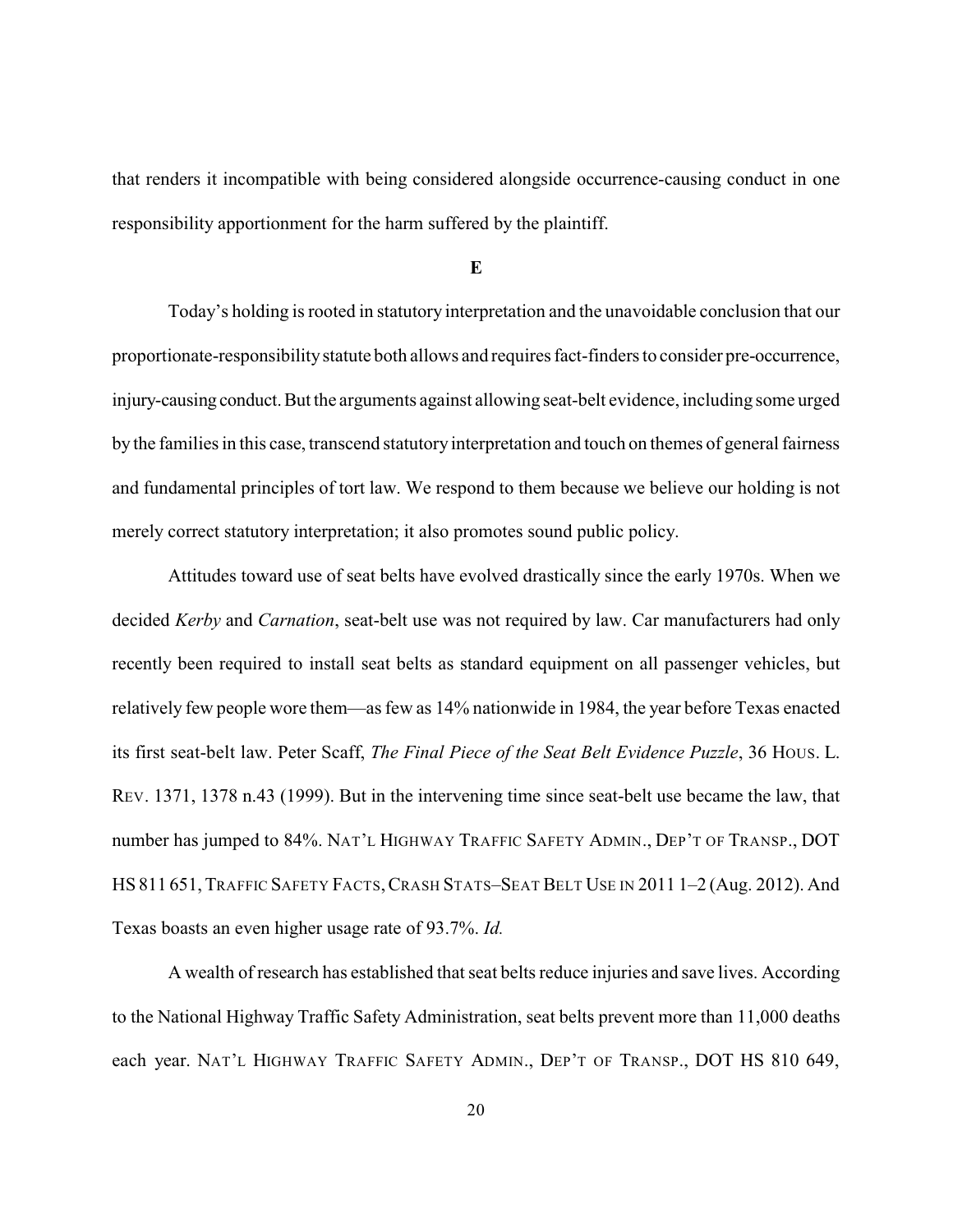that renders it incompatible with being considered alongside occurrence-causing conduct in one responsibility apportionment for the harm suffered by the plaintiff.

**E**

Today's holding is rooted in statutory interpretation and the unavoidable conclusion that our proportionate-responsibility statute both allows and requires fact-finders to consider pre-occurrence, injury-causing conduct. But the arguments against allowing seat-belt evidence, including some urged by the families in this case, transcend statutory interpretation and touch on themes of general fairness and fundamental principles of tort law. We respond to them because we believe our holding is not merely correct statutory interpretation; it also promotes sound public policy.

Attitudes toward use of seat belts have evolved drastically since the early 1970s. When we decided *Kerby* and *Carnation*, seat-belt use was not required by law. Car manufacturers had only recently been required to install seat belts as standard equipment on all passenger vehicles, but relatively few people wore them—as few as 14% nationwide in 1984, the year before Texas enacted its first seat-belt law. Peter Scaff, *The Final Piece of the Seat Belt Evidence Puzzle*, 36 HOUS. L. REV. 1371, 1378 n.43 (1999). But in the intervening time since seat-belt use became the law, that number has jumped to 84%. NAT'L HIGHWAY TRAFFIC SAFETY ADMIN., DEP'T OF TRANSP., DOT HS 811 651, TRAFFIC SAFETY FACTS, CRASH STATS–SEAT BELT USE IN 2011 1–2 (Aug. 2012). And Texas boasts an even higher usage rate of 93.7%. *Id.*

A wealth of research has established that seat belts reduce injuries and save lives. According to the National Highway Traffic Safety Administration, seat belts prevent more than 11,000 deaths each year. NAT'L HIGHWAY TRAFFIC SAFETY ADMIN., DEP'T OF TRANSP., DOT HS 810 649,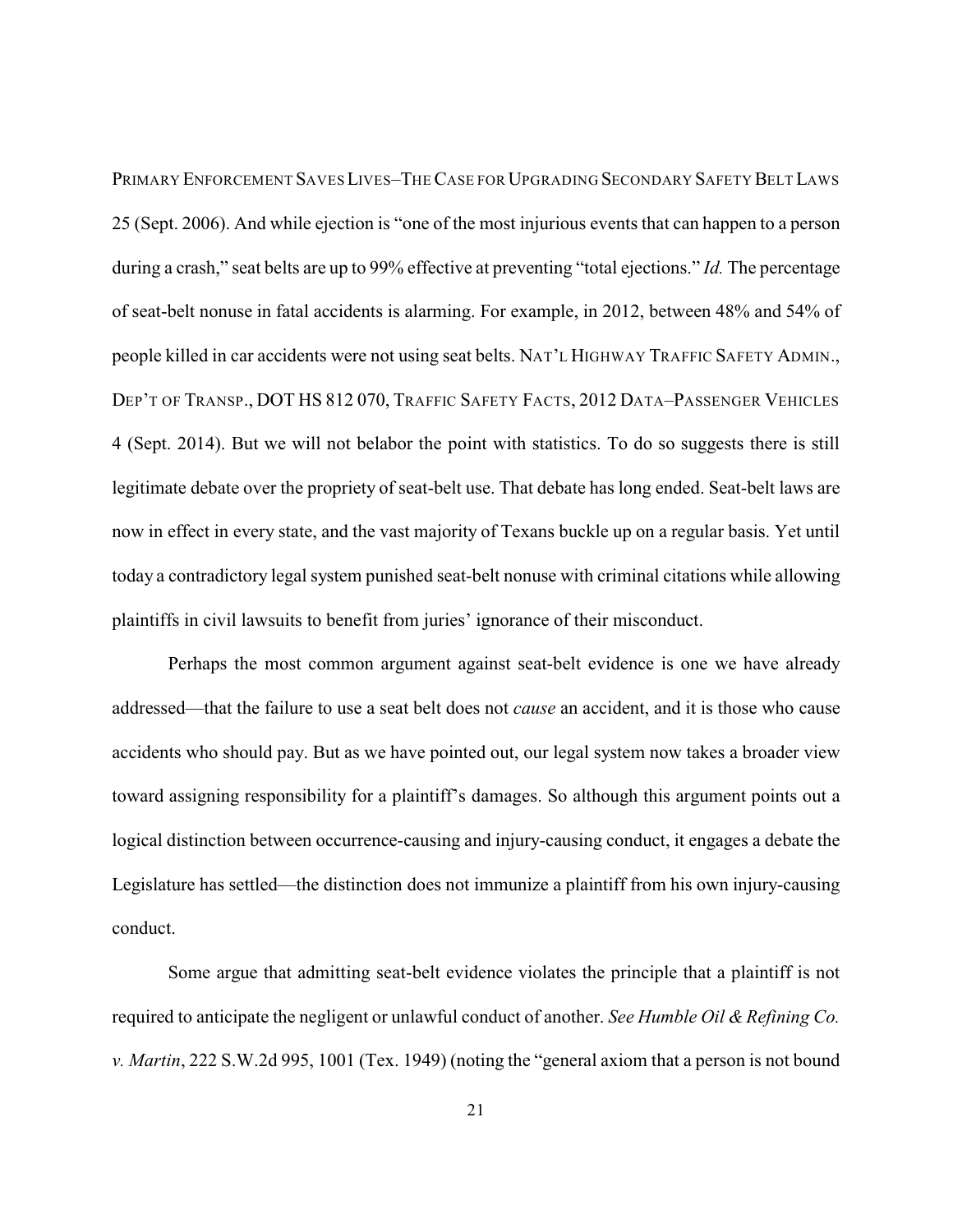PRIMARY ENFORCEMENT SAVES LIVES–THE CASE FOR UPGRADING SECONDARY SAFETY BELT LAWS 25 (Sept. 2006). And while ejection is "one of the most injurious events that can happen to a person during a crash," seat belts are up to 99% effective at preventing "total ejections." *Id.* The percentage of seat-belt nonuse in fatal accidents is alarming. For example, in 2012, between 48% and 54% of people killed in car accidents were not using seat belts. NAT'L HIGHWAY TRAFFIC SAFETY ADMIN., DEP'T OF TRANSP., DOT HS 812 070, TRAFFIC SAFETY FACTS, 2012 DATA–PASSENGER VEHICLES 4 (Sept. 2014). But we will not belabor the point with statistics. To do so suggests there is still legitimate debate over the propriety of seat-belt use. That debate has long ended. Seat-belt laws are now in effect in every state, and the vast majority of Texans buckle up on a regular basis. Yet until today a contradictory legal system punished seat-belt nonuse with criminal citations while allowing plaintiffs in civil lawsuits to benefit from juries' ignorance of their misconduct.

Perhaps the most common argument against seat-belt evidence is one we have already addressed—that the failure to use a seat belt does not *cause* an accident, and it is those who cause accidents who should pay. But as we have pointed out, our legal system now takes a broader view toward assigning responsibility for a plaintiff's damages. So although this argument points out a logical distinction between occurrence-causing and injury-causing conduct, it engages a debate the Legislature has settled—the distinction does not immunize a plaintiff from his own injury-causing conduct.

Some argue that admitting seat-belt evidence violates the principle that a plaintiff is not required to anticipate the negligent or unlawful conduct of another. *See Humble Oil & Refining Co. v. Martin*, 222 S.W.2d 995, 1001 (Tex. 1949) (noting the "general axiom that a person is not bound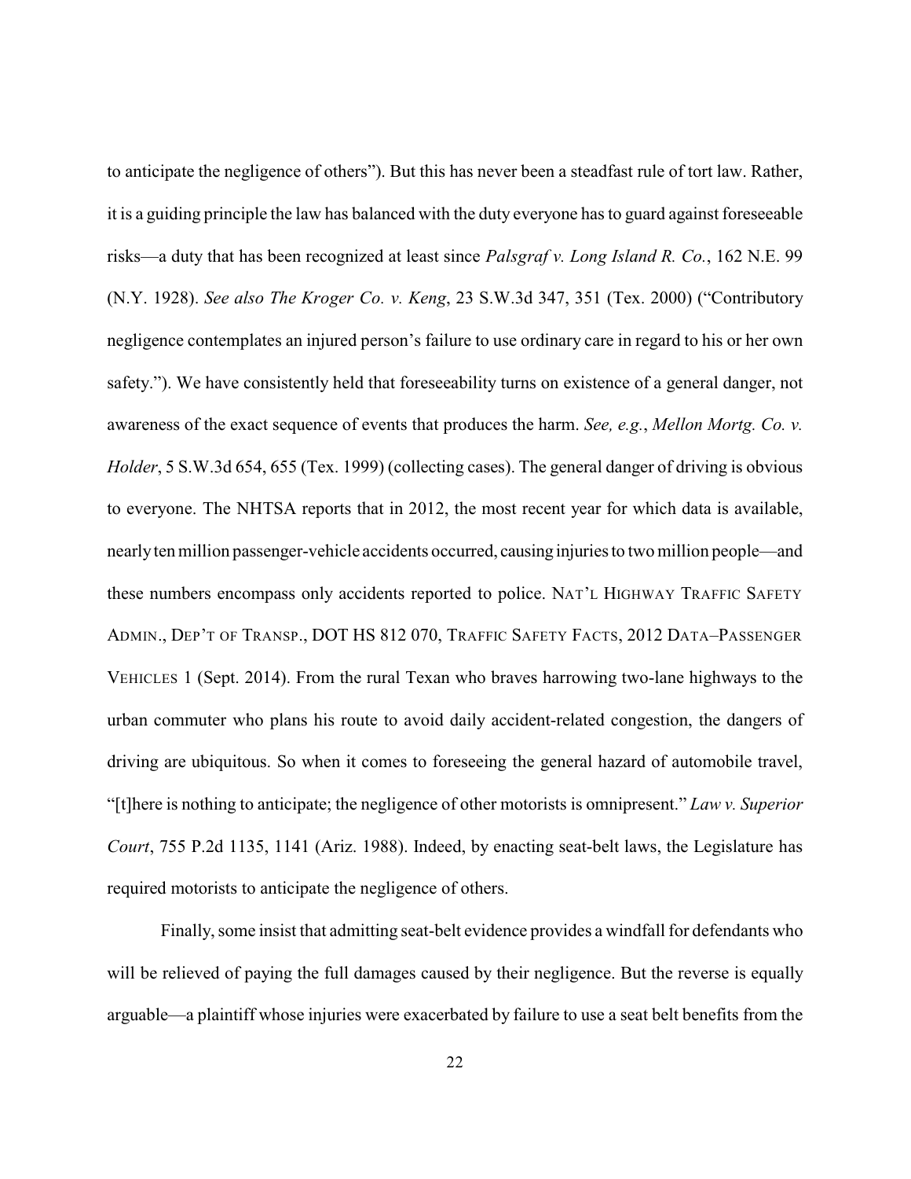to anticipate the negligence of others"). But this has never been a steadfast rule of tort law. Rather, it is a guiding principle the law has balanced with the duty everyone has to guard against foreseeable risks—a duty that has been recognized at least since *Palsgraf v. Long Island R. Co.*, 162 N.E. 99 (N.Y. 1928). *See also The Kroger Co. v. Keng*, 23 S.W.3d 347, 351 (Tex. 2000) ("Contributory negligence contemplates an injured person's failure to use ordinary care in regard to his or her own safety."). We have consistently held that foreseeability turns on existence of a general danger, not awareness of the exact sequence of events that produces the harm. *See, e.g.*, *Mellon Mortg. Co. v. Holder*, 5 S.W.3d 654, 655 (Tex. 1999) (collecting cases). The general danger of driving is obvious to everyone. The NHTSA reports that in 2012, the most recent year for which data is available, nearly ten million passenger-vehicle accidents occurred, causing injuries to two million people—and these numbers encompass only accidents reported to police. NAT'L HIGHWAY TRAFFIC SAFETY ADMIN., DEP'T OF TRANSP., DOT HS 812 070, TRAFFIC SAFETY FACTS, 2012 DATA–PASSENGER VEHICLES 1 (Sept. 2014). From the rural Texan who braves harrowing two-lane highways to the urban commuter who plans his route to avoid daily accident-related congestion, the dangers of driving are ubiquitous. So when it comes to foreseeing the general hazard of automobile travel, "[t]here is nothing to anticipate; the negligence of other motorists is omnipresent." *Law v. Superior Court*, 755 P.2d 1135, 1141 (Ariz. 1988). Indeed, by enacting seat-belt laws, the Legislature has required motorists to anticipate the negligence of others.

Finally, some insist that admitting seat-belt evidence provides a windfall for defendants who will be relieved of paying the full damages caused by their negligence. But the reverse is equally arguable—a plaintiff whose injuries were exacerbated by failure to use a seat belt benefits from the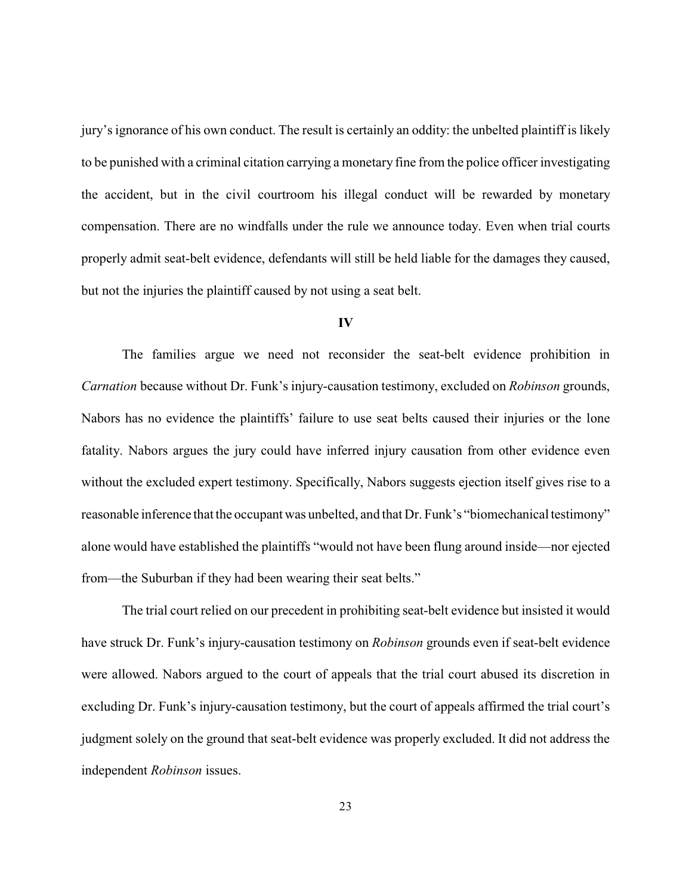jury's ignorance of his own conduct. The result is certainly an oddity: the unbelted plaintiff is likely to be punished with a criminal citation carrying a monetary fine from the police officer investigating the accident, but in the civil courtroom his illegal conduct will be rewarded by monetary compensation. There are no windfalls under the rule we announce today. Even when trial courts properly admit seat-belt evidence, defendants will still be held liable for the damages they caused, but not the injuries the plaintiff caused by not using a seat belt.

## IV

The families argue we need not reconsider the seat-belt evidence prohibition in *Carnation* because without Dr. Funk's injury-causation testimony, excluded on *Robinson* grounds, Nabors has no evidence the plaintiffs' failure to use seat belts caused their injuries or the lone fatality. Nabors argues the jury could have inferred injury causation from other evidence even without the excluded expert testimony. Specifically, Nabors suggests ejection itself gives rise to a reasonable inference that the occupant was unbelted, and that Dr. Funk's "biomechanical testimony" alone would have established the plaintiffs "would not have been flung around inside—nor ejected from—the Suburban if they had been wearing their seat belts."

The trial court relied on our precedent in prohibiting seat-belt evidence but insisted it would have struck Dr. Funk's injury-causation testimony on *Robinson* grounds even if seat-belt evidence were allowed. Nabors argued to the court of appeals that the trial court abused its discretion in excluding Dr. Funk's injury-causation testimony, but the court of appeals affirmed the trial court's judgment solely on the ground that seat-belt evidence was properly excluded. It did not address the independent *Robinson* issues.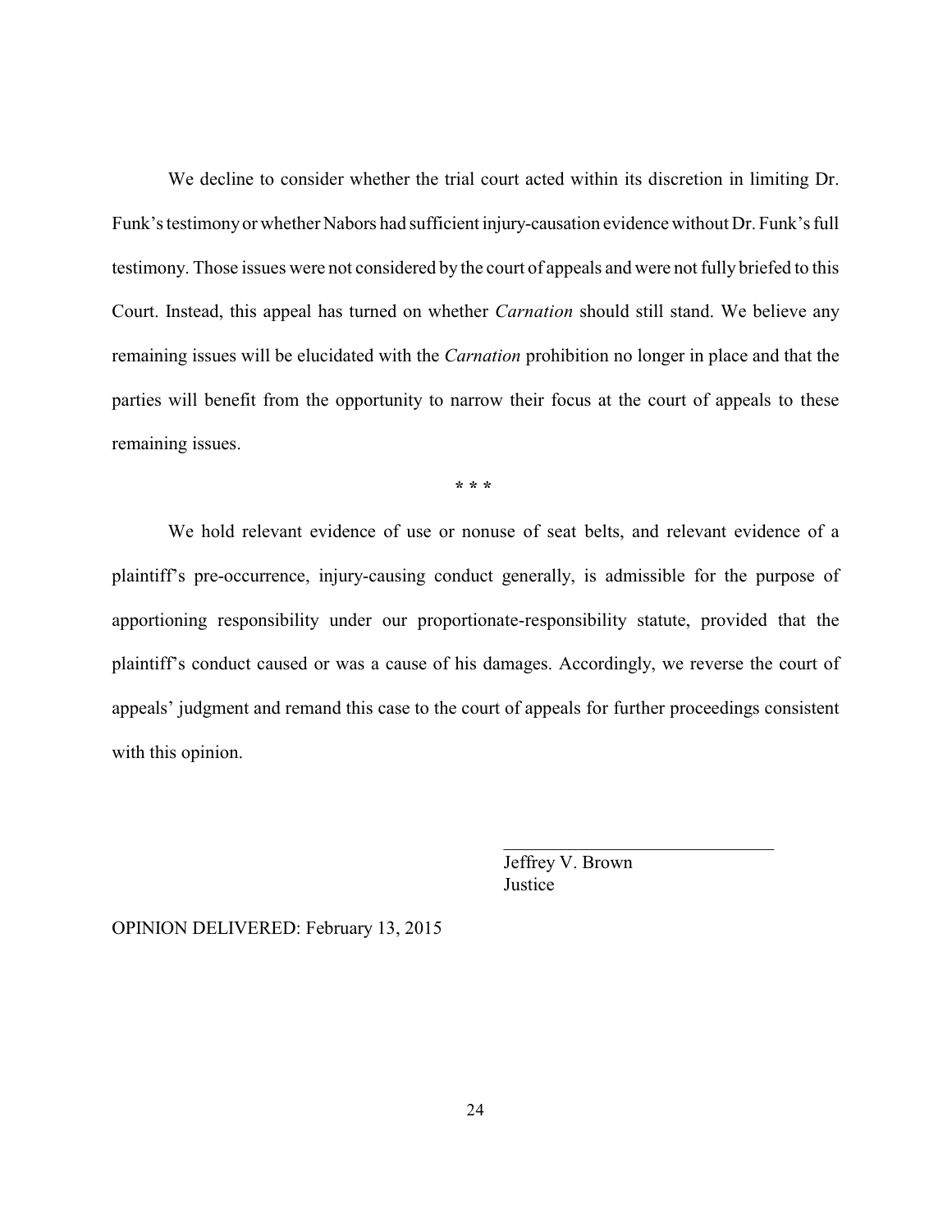We decline to consider whether the trial court acted within its discretion in limiting Dr. Funk's testimony or whether Nabors had sufficient injury-causation evidence without Dr. Funk's full testimony. Those issues were not considered by the court of appeals and were not fully briefed to this Court. Instead, this appeal has turned on whether *Carnation* should still stand. We believe any remaining issues will be elucidated with the *Carnation* prohibition no longer in place and that the parties will benefit from the opportunity to narrow their focus at the court of appeals to these remaining issues.

\* \* \*

We hold relevant evidence of use or nonuse of seat belts, and relevant evidence of a plaintiff's pre-occurrence, injury-causing conduct generally, is admissible for the purpose of apportioning responsibility under our proportionate-responsibility statute, provided that the plaintiff's conduct caused or was a cause of his damages. Accordingly, we reverse the court of appeals' judgment and remand this case to the court of appeals for further proceedings consistent with this opinion.

\_\_\_\_\_\_\_\_\_\_\_\_\_\_\_\_\_\_\_\_\_\_\_\_\_\_\_\_\_\_
Jeffrey V. Brown
Justice

OPINION DELIVERED: February 13, 2015